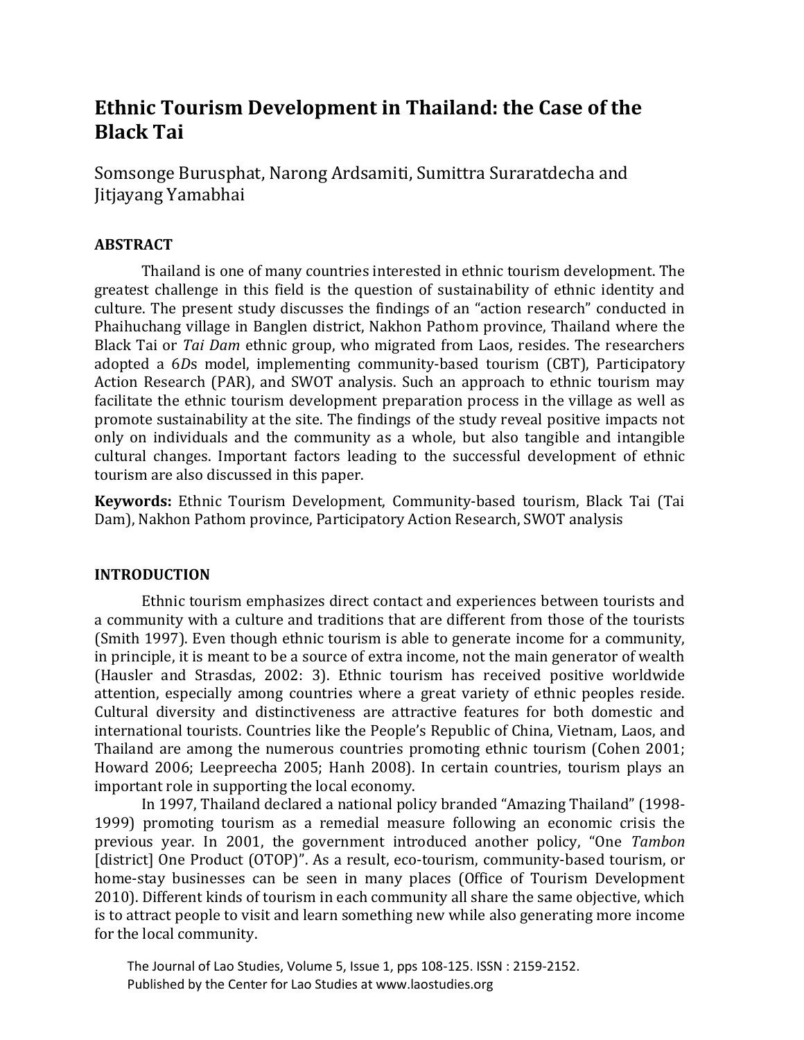# Ethnic Tourism Development in Thailand: the Case of the Black Tai

Somsonge Burusphat, Narong Ardsamiti, Sumittra Suraratdecha and Jitjayang Yamabhai

## ABSTRACT

Thailand is one of many countries interested in ethnic tourism development. The greatest challenge in this field is the question of sustainability of ethnic identity and culture. The present study discusses the findings of an "action research" conducted in Phaihuchang village in Banglen district, Nakhon Pathom province, Thailand where the Black Tai or *Tai Dam* ethnic group, who migrated from Laos, resides. The researchers adopted a 6*D*s model, implementing community-based tourism (CBT), Participatory Action Research (PAR), and SWOT analysis. Such an approach to ethnic tourism may facilitate the ethnic tourism development preparation process in the village as well as promote sustainability at the site. The findings of the study reveal positive impacts not only on individuals and the community as a whole, but also tangible and intangible cultural changes. Important factors leading to the successful development of ethnic tourism are also discussed in this paper.

**Keywords:** Ethnic Tourism Development, Community-based tourism, Black Tai (Tai Dam), Nakhon Pathom province, Participatory Action Research, SWOT analysis

## INTRODUCTION

Ethnic tourism emphasizes direct contact and experiences between tourists and a community with a culture and traditions that are different from those of the tourists (Smith 1997). Even though ethnic tourism is able to generate income for a community, in principle, it is meant to be a source of extra income, not the main generator of wealth (Hausler and Strasdas, 2002: 3). Ethnic tourism has received positive worldwide attention, especially among countries where a great variety of ethnic peoples reside. Cultural diversity and distinctiveness are attractive features for both domestic and international tourists. Countries like the People's Republic of China, Vietnam, Laos, and Thailand are among the numerous countries promoting ethnic tourism (Cohen 2001; Howard 2006; Leepreecha 2005; Hanh 2008). In certain countries, tourism plays an important role in supporting the local economy.

In 1997, Thailand declared a national policy branded "Amazing Thailand" (1998-1999) promoting tourism as a remedial measure following an economic crisis the previous year. In 2001, the government introduced another policy, "One *Tambon* [district] One Product (OTOP)". As a result, eco-tourism, community-based tourism, or home-stay businesses can be seen in many places (Office of Tourism Development 2010). Different kinds of tourism in each community all share the same objective, which is to attract people to visit and learn something new while also generating more income for the local community.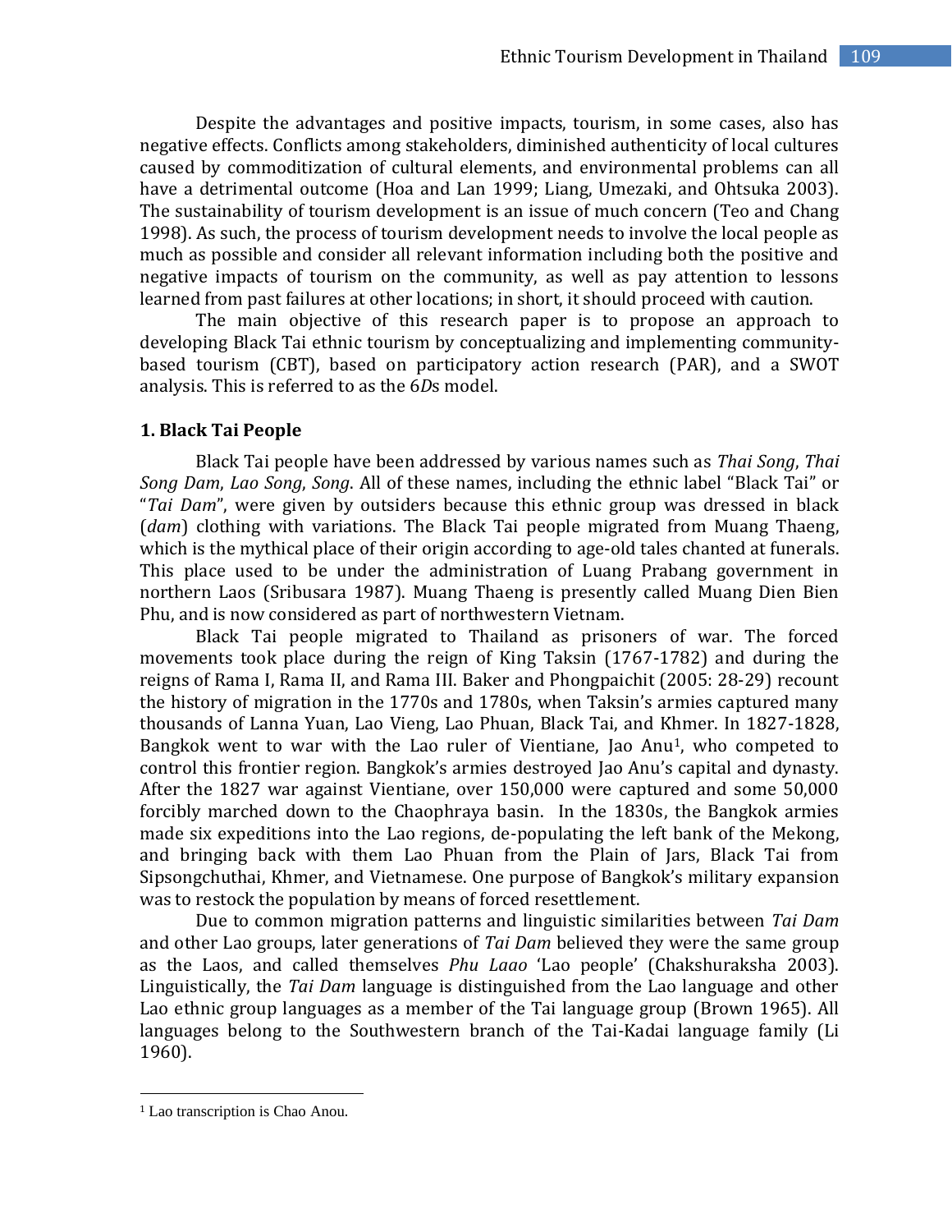Despite the advantages and positive impacts, tourism, in some cases, also has negative effects. Conflicts among stakeholders, diminished authenticity of local cultures caused by commoditization of cultural elements, and environmental problems can all have a detrimental outcome (Hoa and Lan 1999; Liang, Umezaki, and Ohtsuka 2003). The sustainability of tourism development is an issue of much concern (Teo and Chang 1998). As such, the process of tourism development needs to involve the local people as much as possible and consider all relevant information including both the positive and negative impacts of tourism on the community, as well as pay attention to lessons learned from past failures at other locations; in short, it should proceed with caution.

The main objective of this research paper is to propose an approach to developing Black Tai ethnic tourism by conceptualizing and implementing community-based tourism (CBT), based on participatory action research (PAR), and a SWOT analysis. This is referred to as the 6*D*s model.

## 1. Black Tai People

Black Tai people have been addressed by various names such as *Thai Song*, *Thai Song Dam*, *Lao Song*, *Song*. All of these names, including the ethnic label "Black Tai" or "*Tai Dam*", were given by outsiders because this ethnic group was dressed in black (*dam*) clothing with variations. The Black Tai people migrated from Muang Thaeng, which is the mythical place of their origin according to age-old tales chanted at funerals. This place used to be under the administration of Luang Prabang government in northern Laos (Sribusara 1987). Muang Thaeng is presently called Muang Dien Bien Phu, and is now considered as part of northwestern Vietnam.

Black Tai people migrated to Thailand as prisoners of war. The forced movements took place during the reign of King Taksin (1767-1782) and during the reigns of Rama I, Rama II, and Rama III. Baker and Phongpaichit (2005: 28-29) recount the history of migration in the 1770s and 1780s, when Taksin's armies captured many thousands of Lanna Yuan, Lao Vieng, Lao Phuan, Black Tai, and Khmer. In 1827-1828, Bangkok went to war with the Lao ruler of Vientiane, Jao Anu[1], who competed to control this frontier region. Bangkok's armies destroyed Jao Anu's capital and dynasty. After the 1827 war against Vientiane, over 150,000 were captured and some 50,000 forcibly marched down to the Chaophraya basin. In the 1830s, the Bangkok armies made six expeditions into the Lao regions, de-populating the left bank of the Mekong, and bringing back with them Lao Phuan from the Plain of Jars, Black Tai from Sipsongchuthai, Khmer, and Vietnamese. One purpose of Bangkok's military expansion was to restock the population by means of forced resettlement.

Due to common migration patterns and linguistic similarities between *Tai Dam* and other Lao groups, later generations of *Tai Dam* believed they were the same group as the Laos, and called themselves *Phu Laao* 'Lao people' (Chakshuraksha 2003). Linguistically, the *Tai Dam* language is distinguished from the Lao language and other Lao ethnic group languages as a member of the Tai language group (Brown 1965). All languages belong to the Southwestern branch of the Tai-Kadai language family (Li 1960).

[1] Lao transcription is Chao Anou.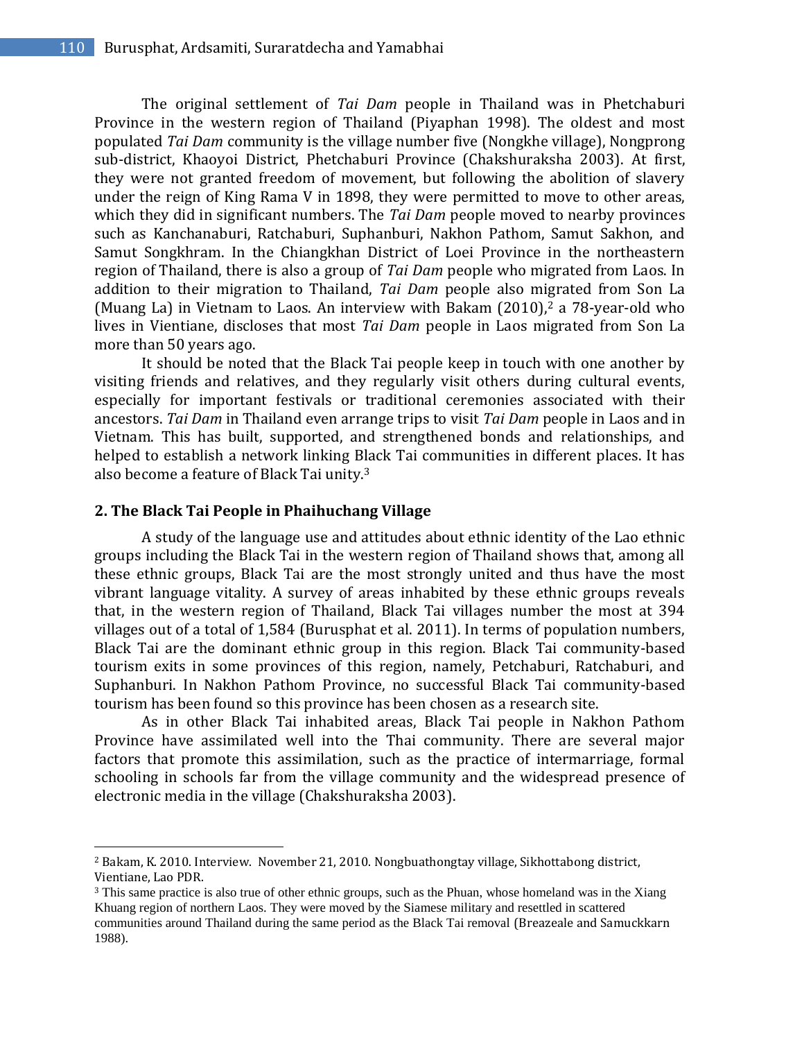The original settlement of *Tai Dam* people in Thailand was in Phetchaburi Province in the western region of Thailand (Piyaphan 1998). The oldest and most populated *Tai Dam* community is the village number five (Nongkhe village), Nongprong sub-district, Khaoyoi District, Phetchaburi Province (Chakshuraksha 2003). At first, they were not granted freedom of movement, but following the abolition of slavery under the reign of King Rama V in 1898, they were permitted to move to other areas, which they did in significant numbers. The *Tai Dam* people moved to nearby provinces such as Kanchanaburi, Ratchaburi, Suphanburi, Nakhon Pathom, Samut Sakhon, and Samut Songkhram. In the Chiangkhan District of Loei Province in the northeastern region of Thailand, there is also a group of *Tai Dam* people who migrated from Laos. In addition to their migration to Thailand, *Tai Dam* people also migrated from Son La (Muang La) in Vietnam to Laos. An interview with Bakam (2010),[2] a 78-year-old who lives in Vientiane, discloses that most *Tai Dam* people in Laos migrated from Son La more than 50 years ago.

It should be noted that the Black Tai people keep in touch with one another by visiting friends and relatives, and they regularly visit others during cultural events, especially for important festivals or traditional ceremonies associated with their ancestors. *Tai Dam* in Thailand even arrange trips to visit *Tai Dam* people in Laos and in Vietnam. This has built, supported, and strengthened bonds and relationships, and helped to establish a network linking Black Tai communities in different places. It has also become a feature of Black Tai unity.[3]

## 2. The Black Tai People in Phaihuchang Village

A study of the language use and attitudes about ethnic identity of the Lao ethnic groups including the Black Tai in the western region of Thailand shows that, among all these ethnic groups, Black Tai are the most strongly united and thus have the most vibrant language vitality. A survey of areas inhabited by these ethnic groups reveals that, in the western region of Thailand, Black Tai villages number the most at 394 villages out of a total of 1,584 (Burusphat et al. 2011). In terms of population numbers, Black Tai are the dominant ethnic group in this region. Black Tai community-based tourism exits in some provinces of this region, namely, Petchaburi, Ratchaburi, and Suphanburi. In Nakhon Pathom Province, no successful Black Tai community-based tourism has been found so this province has been chosen as a research site.

As in other Black Tai inhabited areas, Black Tai people in Nakhon Pathom Province have assimilated well into the Thai community. There are several major factors that promote this assimilation, such as the practice of intermarriage, formal schooling in schools far from the village community and the widespread presence of electronic media in the village (Chakshuraksha 2003).

---

[2] Bakam, K. 2010. Interview. November 21, 2010. Nongbuathongtay village, Sikhottabong district, Vientiane, Lao PDR.

[3] This same practice is also true of other ethnic groups, such as the Phuan, whose homeland was in the Xiang Khuang region of northern Laos. They were moved by the Siamese military and resettled in scattered communities around Thailand during the same period as the Black Tai removal (Breazeale and Samuckkarn 1988).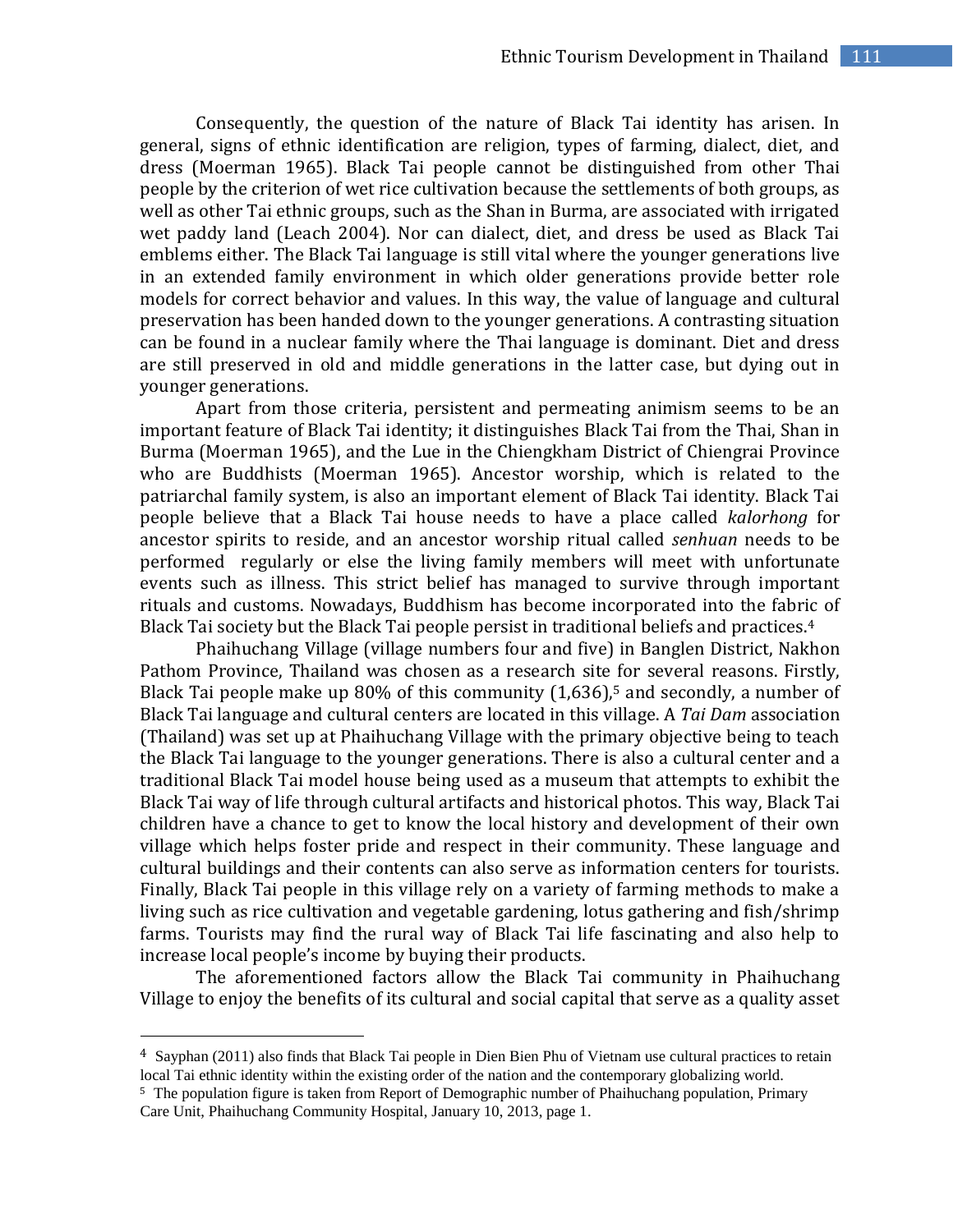Consequently, the question of the nature of Black Tai identity has arisen. In general, signs of ethnic identification are religion, types of farming, dialect, diet, and dress (Moerman 1965). Black Tai people cannot be distinguished from other Thai people by the criterion of wet rice cultivation because the settlements of both groups, as well as other Tai ethnic groups, such as the Shan in Burma, are associated with irrigated wet paddy land (Leach 2004). Nor can dialect, diet, and dress be used as Black Tai emblems either. The Black Tai language is still vital where the younger generations live in an extended family environment in which older generations provide better role models for correct behavior and values. In this way, the value of language and cultural preservation has been handed down to the younger generations. A contrasting situation can be found in a nuclear family where the Thai language is dominant. Diet and dress are still preserved in old and middle generations in the latter case, but dying out in younger generations.

Apart from those criteria, persistent and permeating animism seems to be an important feature of Black Tai identity; it distinguishes Black Tai from the Thai, Shan in Burma (Moerman 1965), and the Lue in the Chiengkham District of Chiengrai Province who are Buddhists (Moerman 1965). Ancestor worship, which is related to the patriarchal family system, is also an important element of Black Tai identity. Black Tai people believe that a Black Tai house needs to have a place called *kalorhong* for ancestor spirits to reside, and an ancestor worship ritual called *senhuan* needs to be performed regularly or else the living family members will meet with unfortunate events such as illness. This strict belief has managed to survive through important rituals and customs. Nowadays, Buddhism has become incorporated into the fabric of Black Tai society but the Black Tai people persist in traditional beliefs and practices.[4]

Phaihuchang Village (village numbers four and five) in Banglen District, Nakhon Pathom Province, Thailand was chosen as a research site for several reasons. Firstly, Black Tai people make up 80% of this community (1,636),[5] and secondly, a number of Black Tai language and cultural centers are located in this village. A *Tai Dam* association (Thailand) was set up at Phaihuchang Village with the primary objective being to teach the Black Tai language to the younger generations. There is also a cultural center and a traditional Black Tai model house being used as a museum that attempts to exhibit the Black Tai way of life through cultural artifacts and historical photos. This way, Black Tai children have a chance to get to know the local history and development of their own village which helps foster pride and respect in their community. These language and cultural buildings and their contents can also serve as information centers for tourists. Finally, Black Tai people in this village rely on a variety of farming methods to make a living such as rice cultivation and vegetable gardening, lotus gathering and fish/shrimp farms. Tourists may find the rural way of Black Tai life fascinating and also help to increase local people's income by buying their products.

The aforementioned factors allow the Black Tai community in Phaihuchang Village to enjoy the benefits of its cultural and social capital that serve as a quality asset

---

[4] Sayphan (2011) also finds that Black Tai people in Dien Bien Phu of Vietnam use cultural practices to retain local Tai ethnic identity within the existing order of the nation and the contemporary globalizing world.

[5] The population figure is taken from Report of Demographic number of Phaihuchang population, Primary Care Unit, Phaihuchang Community Hospital, January 10, 2013, page 1.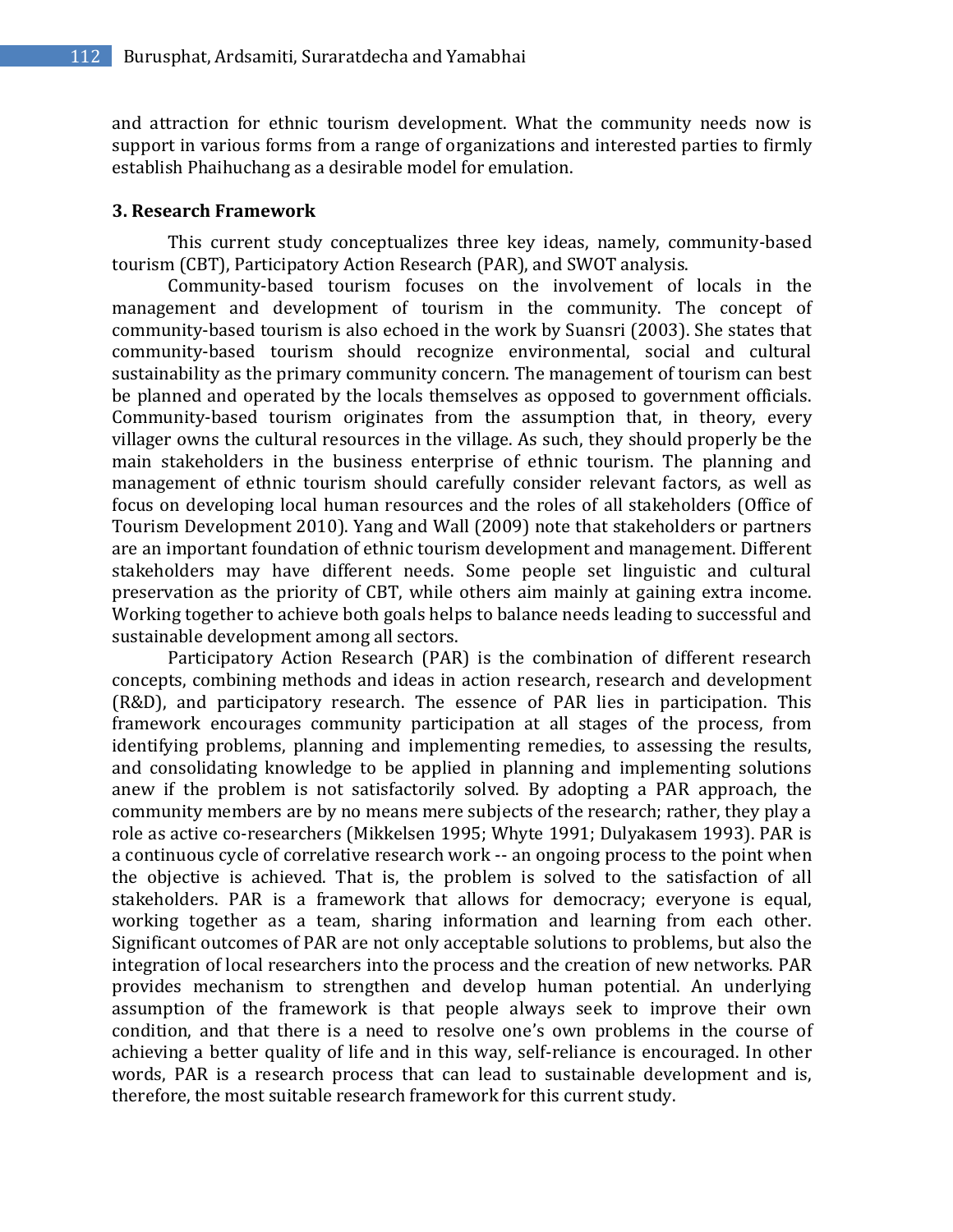and attraction for ethnic tourism development. What the community needs now is support in various forms from a range of organizations and interested parties to firmly establish Phaihuchang as a desirable model for emulation.

## 3. Research Framework

This current study conceptualizes three key ideas, namely, community-based tourism (CBT), Participatory Action Research (PAR), and SWOT analysis.

Community-based tourism focuses on the involvement of locals in the management and development of tourism in the community. The concept of community-based tourism is also echoed in the work by Suansri (2003). She states that community-based tourism should recognize environmental, social and cultural sustainability as the primary community concern. The management of tourism can best be planned and operated by the locals themselves as opposed to government officials. Community-based tourism originates from the assumption that, in theory, every villager owns the cultural resources in the village. As such, they should properly be the main stakeholders in the business enterprise of ethnic tourism. The planning and management of ethnic tourism should carefully consider relevant factors, as well as focus on developing local human resources and the roles of all stakeholders (Office of Tourism Development 2010). Yang and Wall (2009) note that stakeholders or partners are an important foundation of ethnic tourism development and management. Different stakeholders may have different needs. Some people set linguistic and cultural preservation as the priority of CBT, while others aim mainly at gaining extra income. Working together to achieve both goals helps to balance needs leading to successful and sustainable development among all sectors.

Participatory Action Research (PAR) is the combination of different research concepts, combining methods and ideas in action research, research and development (R&D), and participatory research. The essence of PAR lies in participation. This framework encourages community participation at all stages of the process, from identifying problems, planning and implementing remedies, to assessing the results, and consolidating knowledge to be applied in planning and implementing solutions anew if the problem is not satisfactorily solved. By adopting a PAR approach, the community members are by no means mere subjects of the research; rather, they play a role as active co-researchers (Mikkelsen 1995; Whyte 1991; Dulyakasem 1993). PAR is a continuous cycle of correlative research work -- an ongoing process to the point when the objective is achieved. That is, the problem is solved to the satisfaction of all stakeholders. PAR is a framework that allows for democracy; everyone is equal, working together as a team, sharing information and learning from each other. Significant outcomes of PAR are not only acceptable solutions to problems, but also the integration of local researchers into the process and the creation of new networks. PAR provides mechanism to strengthen and develop human potential. An underlying assumption of the framework is that people always seek to improve their own condition, and that there is a need to resolve one's own problems in the course of achieving a better quality of life and in this way, self-reliance is encouraged. In other words, PAR is a research process that can lead to sustainable development and is, therefore, the most suitable research framework for this current study.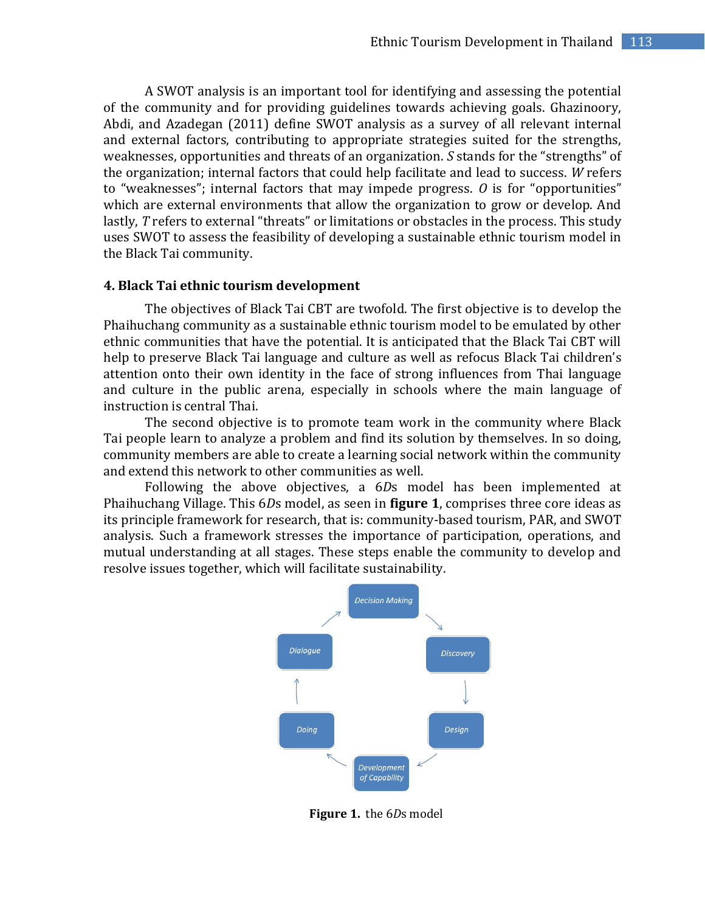A SWOT analysis is an important tool for identifying and assessing the potential of the community and for providing guidelines towards achieving goals. Ghazinoory, Abdi, and Azadegan (2011) define SWOT analysis as a survey of all relevant internal and external factors, contributing to appropriate strategies suited for the strengths, weaknesses, opportunities and threats of an organization. *S* stands for the "strengths" of the organization; internal factors that could help facilitate and lead to success. *W* refers to "weaknesses"; internal factors that may impede progress. *O* is for "opportunities" which are external environments that allow the organization to grow or develop. And lastly, *T* refers to external "threats" or limitations or obstacles in the process. This study uses SWOT to assess the feasibility of developing a sustainable ethnic tourism model in the Black Tai community.

## 4. Black Tai ethnic tourism development

The objectives of Black Tai CBT are twofold. The first objective is to develop the Phaihuchang community as a sustainable ethnic tourism model to be emulated by other ethnic communities that have the potential. It is anticipated that the Black Tai CBT will help to preserve Black Tai language and culture as well as refocus Black Tai children's attention onto their own identity in the face of strong influences from Thai language and culture in the public arena, especially in schools where the main language of instruction is central Thai.

The second objective is to promote team work in the community where Black Tai people learn to analyze a problem and find its solution by themselves. In so doing, community members are able to create a learning social network within the community and extend this network to other communities as well.

Following the above objectives, a 6*D*s model has been implemented at Phaihuchang Village. This 6*D*s model, as seen in **figure 1**, comprises three core ideas as its principle framework for research, that is: community-based tourism, PAR, and SWOT analysis. Such a framework stresses the importance of participation, operations, and mutual understanding at all stages. These steps enable the community to develop and resolve issues together, which will facilitate sustainability.

Decision Making → Discovery → Design → Development of Capability → Doing → Dialogue → Decision Making

**Figure 1.** the 6*D*s model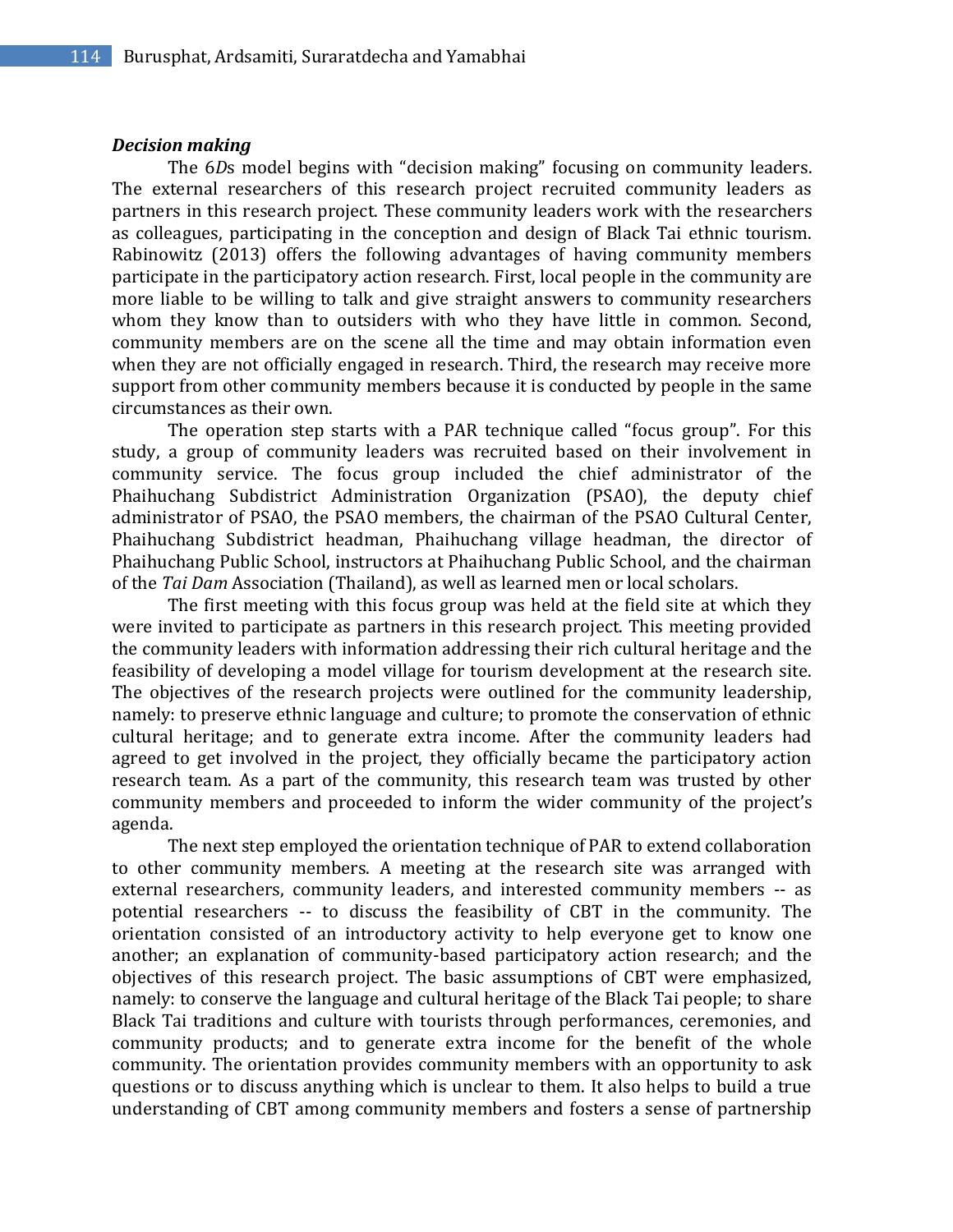***Decision making***

The 6*D*s model begins with "decision making" focusing on community leaders. The external researchers of this research project recruited community leaders as partners in this research project. These community leaders work with the researchers as colleagues, participating in the conception and design of Black Tai ethnic tourism. Rabinowitz (2013) offers the following advantages of having community members participate in the participatory action research. First, local people in the community are more liable to be willing to talk and give straight answers to community researchers whom they know than to outsiders with who they have little in common. Second, community members are on the scene all the time and may obtain information even when they are not officially engaged in research. Third, the research may receive more support from other community members because it is conducted by people in the same circumstances as their own.

The operation step starts with a PAR technique called "focus group". For this study, a group of community leaders was recruited based on their involvement in community service. The focus group included the chief administrator of the Phaihuchang Subdistrict Administration Organization (PSAO), the deputy chief administrator of PSAO, the PSAO members, the chairman of the PSAO Cultural Center, Phaihuchang Subdistrict headman, Phaihuchang village headman, the director of Phaihuchang Public School, instructors at Phaihuchang Public School, and the chairman of the *Tai Dam* Association (Thailand), as well as learned men or local scholars.

The first meeting with this focus group was held at the field site at which they were invited to participate as partners in this research project. This meeting provided the community leaders with information addressing their rich cultural heritage and the feasibility of developing a model village for tourism development at the research site. The objectives of the research projects were outlined for the community leadership, namely: to preserve ethnic language and culture; to promote the conservation of ethnic cultural heritage; and to generate extra income. After the community leaders had agreed to get involved in the project, they officially became the participatory action research team. As a part of the community, this research team was trusted by other community members and proceeded to inform the wider community of the project's agenda.

The next step employed the orientation technique of PAR to extend collaboration to other community members. A meeting at the research site was arranged with external researchers, community leaders, and interested community members -- as potential researchers -- to discuss the feasibility of CBT in the community. The orientation consisted of an introductory activity to help everyone get to know one another; an explanation of community-based participatory action research; and the objectives of this research project. The basic assumptions of CBT were emphasized, namely: to conserve the language and cultural heritage of the Black Tai people; to share Black Tai traditions and culture with tourists through performances, ceremonies, and community products; and to generate extra income for the benefit of the whole community. The orientation provides community members with an opportunity to ask questions or to discuss anything which is unclear to them. It also helps to build a true understanding of CBT among community members and fosters a sense of partnership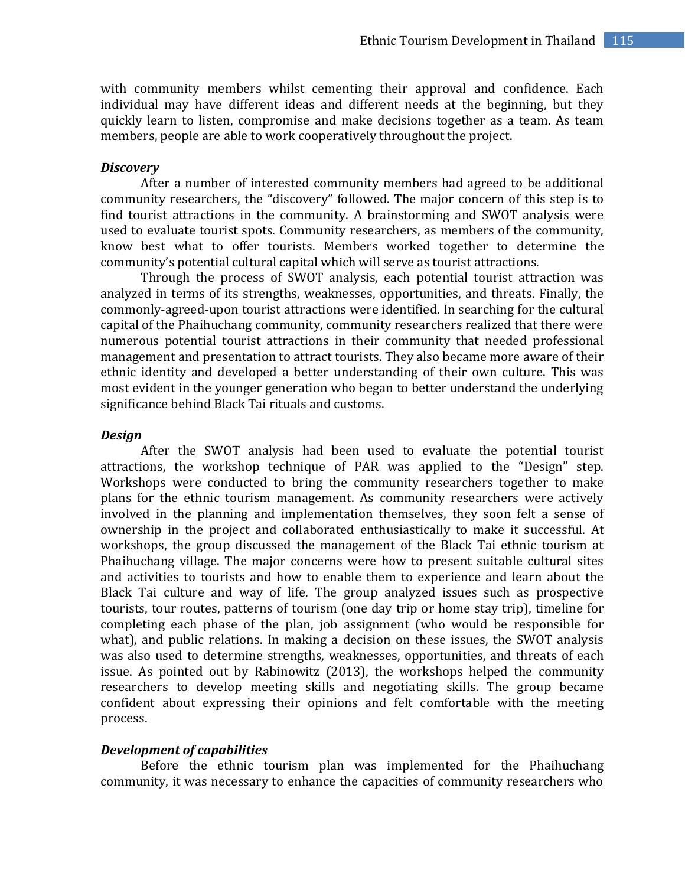with community members whilst cementing their approval and confidence. Each individual may have different ideas and different needs at the beginning, but they quickly learn to listen, compromise and make decisions together as a team. As team members, people are able to work cooperatively throughout the project.

***Discovery***

After a number of interested community members had agreed to be additional community researchers, the "discovery" followed. The major concern of this step is to find tourist attractions in the community. A brainstorming and SWOT analysis were used to evaluate tourist spots. Community researchers, as members of the community, know best what to offer tourists. Members worked together to determine the community's potential cultural capital which will serve as tourist attractions.

Through the process of SWOT analysis, each potential tourist attraction was analyzed in terms of its strengths, weaknesses, opportunities, and threats. Finally, the commonly-agreed-upon tourist attractions were identified. In searching for the cultural capital of the Phaihuchang community, community researchers realized that there were numerous potential tourist attractions in their community that needed professional management and presentation to attract tourists. They also became more aware of their ethnic identity and developed a better understanding of their own culture. This was most evident in the younger generation who began to better understand the underlying significance behind Black Tai rituals and customs.

***Design***

After the SWOT analysis had been used to evaluate the potential tourist attractions, the workshop technique of PAR was applied to the "Design" step. Workshops were conducted to bring the community researchers together to make plans for the ethnic tourism management. As community researchers were actively involved in the planning and implementation themselves, they soon felt a sense of ownership in the project and collaborated enthusiastically to make it successful. At workshops, the group discussed the management of the Black Tai ethnic tourism at Phaihuchang village. The major concerns were how to present suitable cultural sites and activities to tourists and how to enable them to experience and learn about the Black Tai culture and way of life. The group analyzed issues such as prospective tourists, tour routes, patterns of tourism (one day trip or home stay trip), timeline for completing each phase of the plan, job assignment (who would be responsible for what), and public relations. In making a decision on these issues, the SWOT analysis was also used to determine strengths, weaknesses, opportunities, and threats of each issue. As pointed out by Rabinowitz (2013), the workshops helped the community researchers to develop meeting skills and negotiating skills. The group became confident about expressing their opinions and felt comfortable with the meeting process.

***Development of capabilities***

Before the ethnic tourism plan was implemented for the Phaihuchang community, it was necessary to enhance the capacities of community researchers who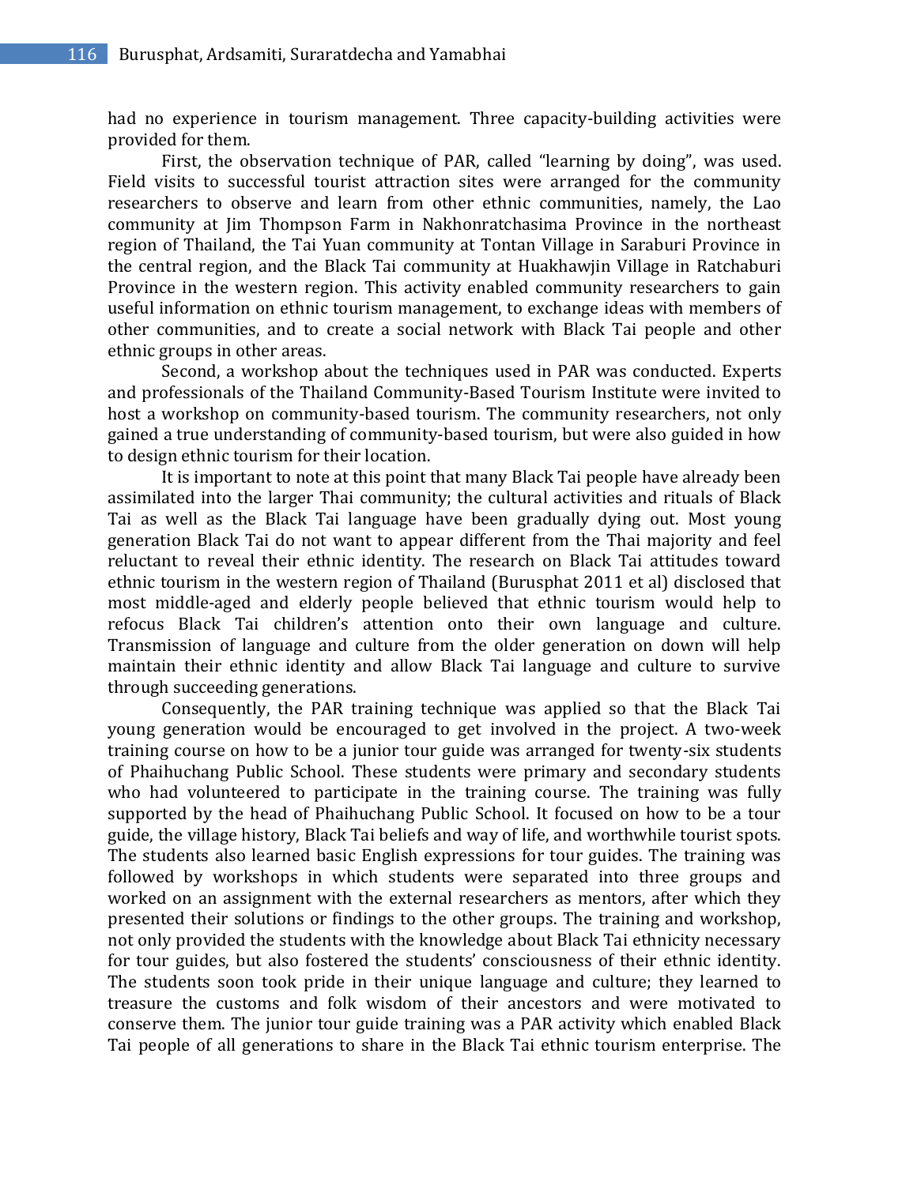had no experience in tourism management. Three capacity-building activities were provided for them.

First, the observation technique of PAR, called "learning by doing", was used. Field visits to successful tourist attraction sites were arranged for the community researchers to observe and learn from other ethnic communities, namely, the Lao community at Jim Thompson Farm in Nakhonratchasima Province in the northeast region of Thailand, the Tai Yuan community at Tontan Village in Saraburi Province in the central region, and the Black Tai community at Huakhawjin Village in Ratchaburi Province in the western region. This activity enabled community researchers to gain useful information on ethnic tourism management, to exchange ideas with members of other communities, and to create a social network with Black Tai people and other ethnic groups in other areas.

Second, a workshop about the techniques used in PAR was conducted. Experts and professionals of the Thailand Community-Based Tourism Institute were invited to host a workshop on community-based tourism. The community researchers, not only gained a true understanding of community-based tourism, but were also guided in how to design ethnic tourism for their location.

It is important to note at this point that many Black Tai people have already been assimilated into the larger Thai community; the cultural activities and rituals of Black Tai as well as the Black Tai language have been gradually dying out. Most young generation Black Tai do not want to appear different from the Thai majority and feel reluctant to reveal their ethnic identity. The research on Black Tai attitudes toward ethnic tourism in the western region of Thailand (Burusphat 2011 et al) disclosed that most middle-aged and elderly people believed that ethnic tourism would help to refocus Black Tai children's attention onto their own language and culture. Transmission of language and culture from the older generation on down will help maintain their ethnic identity and allow Black Tai language and culture to survive through succeeding generations.

Consequently, the PAR training technique was applied so that the Black Tai young generation would be encouraged to get involved in the project. A two-week training course on how to be a junior tour guide was arranged for twenty-six students of Phaihuchang Public School. These students were primary and secondary students who had volunteered to participate in the training course. The training was fully supported by the head of Phaihuchang Public School. It focused on how to be a tour guide, the village history, Black Tai beliefs and way of life, and worthwhile tourist spots. The students also learned basic English expressions for tour guides. The training was followed by workshops in which students were separated into three groups and worked on an assignment with the external researchers as mentors, after which they presented their solutions or findings to the other groups. The training and workshop, not only provided the students with the knowledge about Black Tai ethnicity necessary for tour guides, but also fostered the students' consciousness of their ethnic identity. The students soon took pride in their unique language and culture; they learned to treasure the customs and folk wisdom of their ancestors and were motivated to conserve them. The junior tour guide training was a PAR activity which enabled Black Tai people of all generations to share in the Black Tai ethnic tourism enterprise. The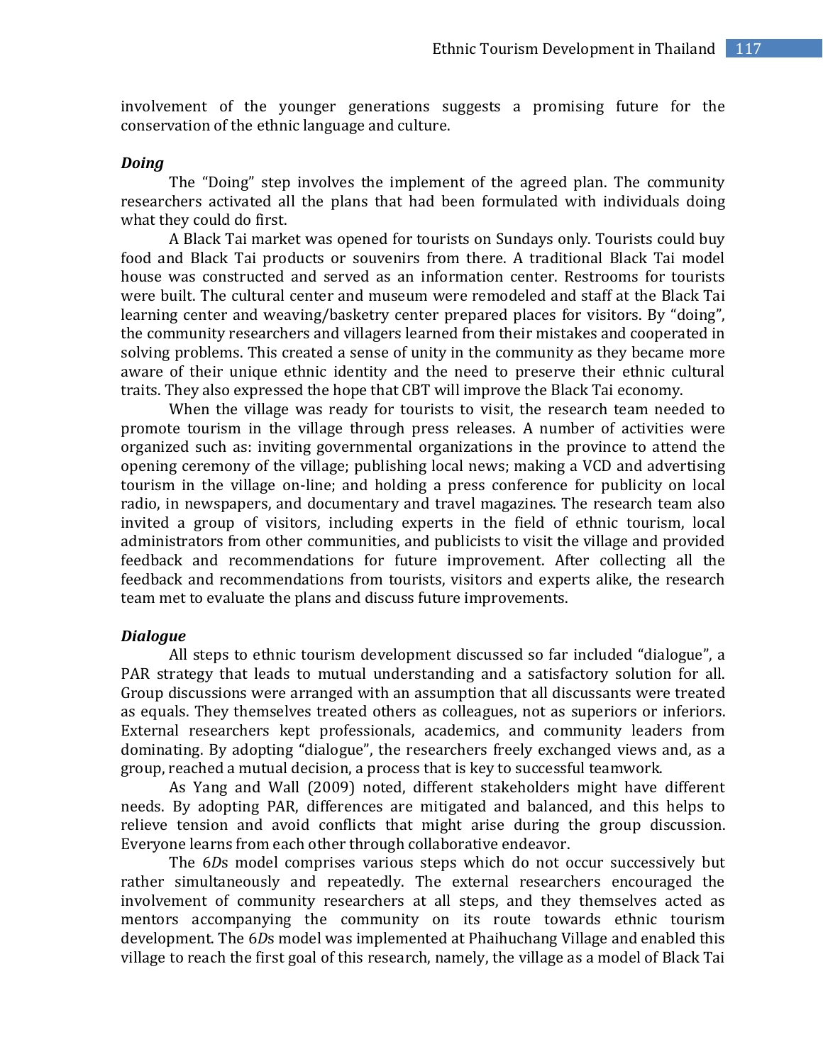involvement of the younger generations suggests a promising future for the conservation of the ethnic language and culture.

***Doing***

The "Doing" step involves the implement of the agreed plan. The community researchers activated all the plans that had been formulated with individuals doing what they could do first.

A Black Tai market was opened for tourists on Sundays only. Tourists could buy food and Black Tai products or souvenirs from there. A traditional Black Tai model house was constructed and served as an information center. Restrooms for tourists were built. The cultural center and museum were remodeled and staff at the Black Tai learning center and weaving/basketry center prepared places for visitors. By "doing", the community researchers and villagers learned from their mistakes and cooperated in solving problems. This created a sense of unity in the community as they became more aware of their unique ethnic identity and the need to preserve their ethnic cultural traits. They also expressed the hope that CBT will improve the Black Tai economy.

When the village was ready for tourists to visit, the research team needed to promote tourism in the village through press releases. A number of activities were organized such as: inviting governmental organizations in the province to attend the opening ceremony of the village; publishing local news; making a VCD and advertising tourism in the village on-line; and holding a press conference for publicity on local radio, in newspapers, and documentary and travel magazines. The research team also invited a group of visitors, including experts in the field of ethnic tourism, local administrators from other communities, and publicists to visit the village and provided feedback and recommendations for future improvement. After collecting all the feedback and recommendations from tourists, visitors and experts alike, the research team met to evaluate the plans and discuss future improvements.

***Dialogue***

All steps to ethnic tourism development discussed so far included "dialogue", a PAR strategy that leads to mutual understanding and a satisfactory solution for all. Group discussions were arranged with an assumption that all discussants were treated as equals. They themselves treated others as colleagues, not as superiors or inferiors. External researchers kept professionals, academics, and community leaders from dominating. By adopting "dialogue", the researchers freely exchanged views and, as a group, reached a mutual decision, a process that is key to successful teamwork.

As Yang and Wall (2009) noted, different stakeholders might have different needs. By adopting PAR, differences are mitigated and balanced, and this helps to relieve tension and avoid conflicts that might arise during the group discussion. Everyone learns from each other through collaborative endeavor.

The 6*D*s model comprises various steps which do not occur successively but rather simultaneously and repeatedly. The external researchers encouraged the involvement of community researchers at all steps, and they themselves acted as mentors accompanying the community on its route towards ethnic tourism development. The 6*D*s model was implemented at Phaihuchang Village and enabled this village to reach the first goal of this research, namely, the village as a model of Black Tai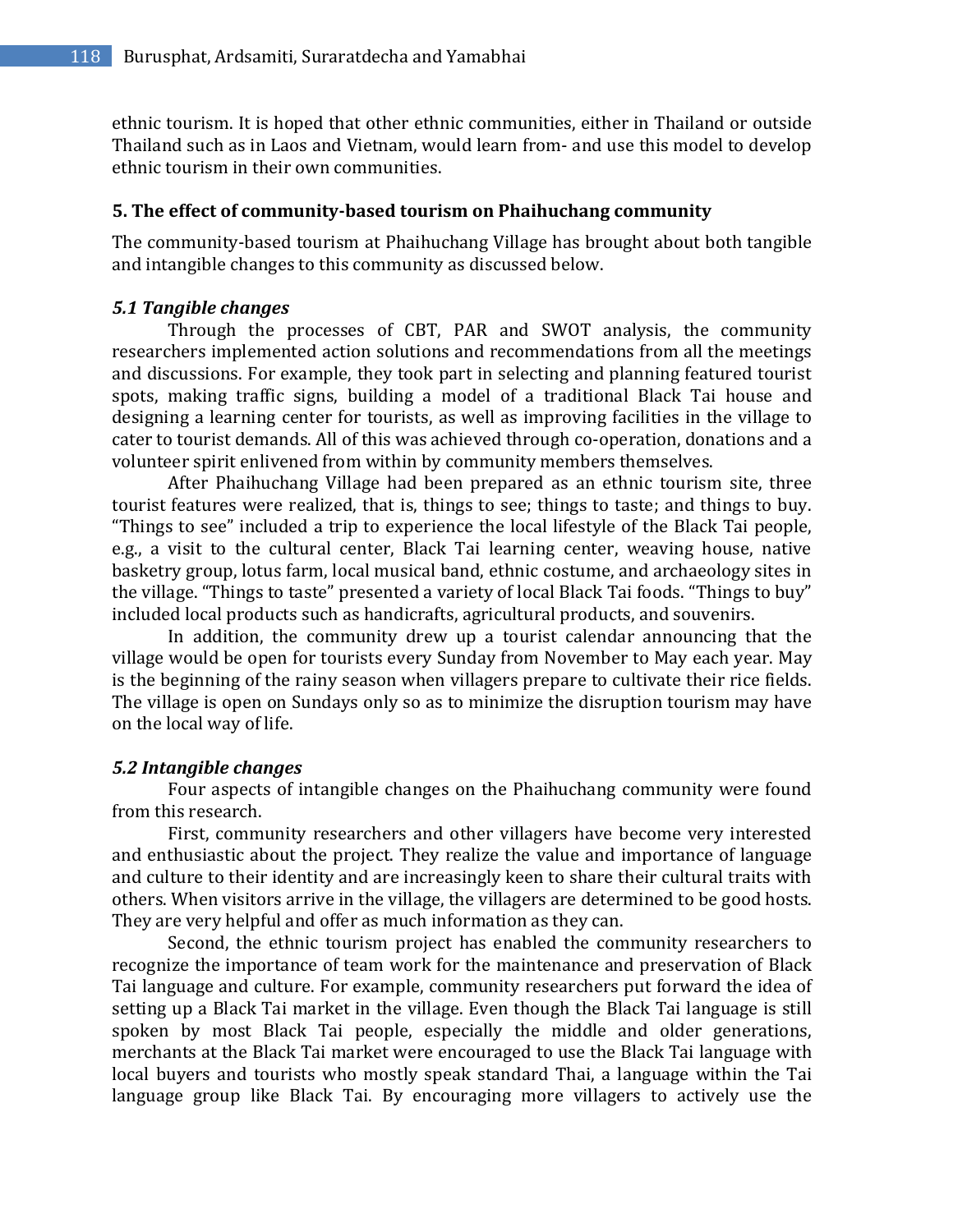ethnic tourism. It is hoped that other ethnic communities, either in Thailand or outside Thailand such as in Laos and Vietnam, would learn from- and use this model to develop ethnic tourism in their own communities.

## 5. The effect of community-based tourism on Phaihuchang community

The community-based tourism at Phaihuchang Village has brought about both tangible and intangible changes to this community as discussed below.

### *5.1 Tangible changes*

Through the processes of CBT, PAR and SWOT analysis, the community researchers implemented action solutions and recommendations from all the meetings and discussions. For example, they took part in selecting and planning featured tourist spots, making traffic signs, building a model of a traditional Black Tai house and designing a learning center for tourists, as well as improving facilities in the village to cater to tourist demands. All of this was achieved through co-operation, donations and a volunteer spirit enlivened from within by community members themselves.

After Phaihuchang Village had been prepared as an ethnic tourism site, three tourist features were realized, that is, things to see; things to taste; and things to buy. “Things to see” included a trip to experience the local lifestyle of the Black Tai people, e.g., a visit to the cultural center, Black Tai learning center, weaving house, native basketry group, lotus farm, local musical band, ethnic costume, and archaeology sites in the village. “Things to taste” presented a variety of local Black Tai foods. “Things to buy” included local products such as handicrafts, agricultural products, and souvenirs.

In addition, the community drew up a tourist calendar announcing that the village would be open for tourists every Sunday from November to May each year. May is the beginning of the rainy season when villagers prepare to cultivate their rice fields. The village is open on Sundays only so as to minimize the disruption tourism may have on the local way of life.

### *5.2 Intangible changes*

Four aspects of intangible changes on the Phaihuchang community were found from this research.

First, community researchers and other villagers have become very interested and enthusiastic about the project. They realize the value and importance of language and culture to their identity and are increasingly keen to share their cultural traits with others. When visitors arrive in the village, the villagers are determined to be good hosts. They are very helpful and offer as much information as they can.

Second, the ethnic tourism project has enabled the community researchers to recognize the importance of team work for the maintenance and preservation of Black Tai language and culture. For example, community researchers put forward the idea of setting up a Black Tai market in the village. Even though the Black Tai language is still spoken by most Black Tai people, especially the middle and older generations, merchants at the Black Tai market were encouraged to use the Black Tai language with local buyers and tourists who mostly speak standard Thai, a language within the Tai language group like Black Tai. By encouraging more villagers to actively use the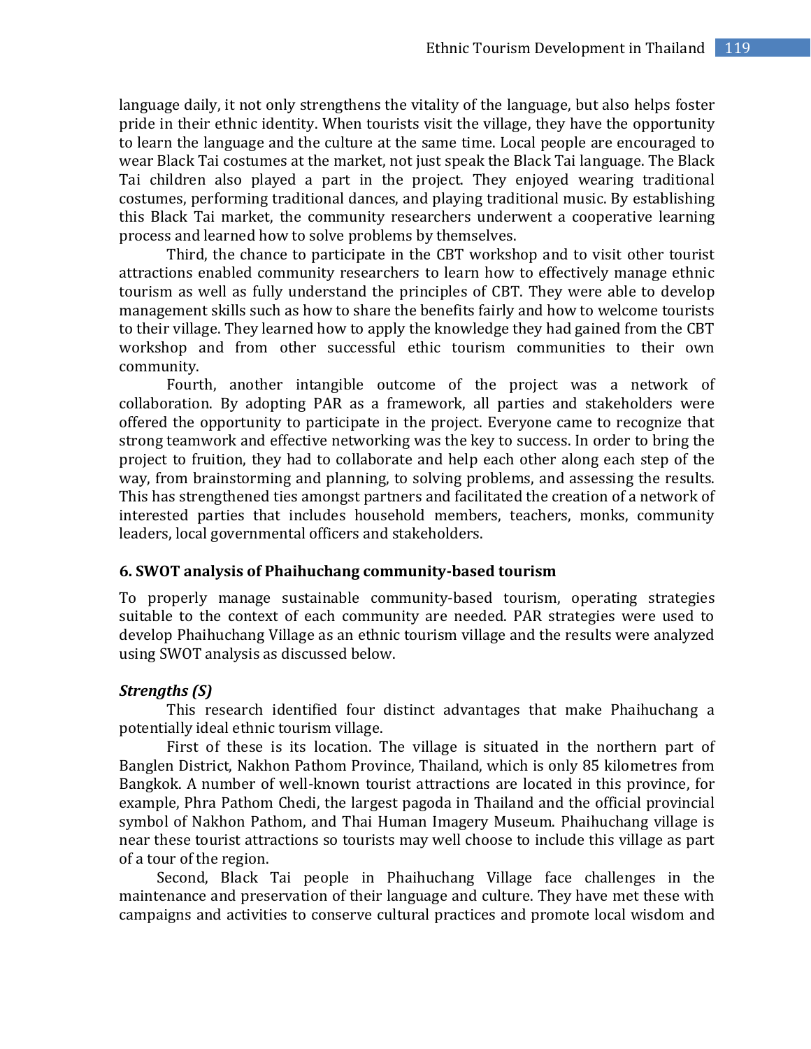language daily, it not only strengthens the vitality of the language, but also helps foster pride in their ethnic identity. When tourists visit the village, they have the opportunity to learn the language and the culture at the same time. Local people are encouraged to wear Black Tai costumes at the market, not just speak the Black Tai language. The Black Tai children also played a part in the project. They enjoyed wearing traditional costumes, performing traditional dances, and playing traditional music. By establishing this Black Tai market, the community researchers underwent a cooperative learning process and learned how to solve problems by themselves.

Third, the chance to participate in the CBT workshop and to visit other tourist attractions enabled community researchers to learn how to effectively manage ethnic tourism as well as fully understand the principles of CBT. They were able to develop management skills such as how to share the benefits fairly and how to welcome tourists to their village. They learned how to apply the knowledge they had gained from the CBT workshop and from other successful ethic tourism communities to their own community.

Fourth, another intangible outcome of the project was a network of collaboration. By adopting PAR as a framework, all parties and stakeholders were offered the opportunity to participate in the project. Everyone came to recognize that strong teamwork and effective networking was the key to success. In order to bring the project to fruition, they had to collaborate and help each other along each step of the way, from brainstorming and planning, to solving problems, and assessing the results. This has strengthened ties amongst partners and facilitated the creation of a network of interested parties that includes household members, teachers, monks, community leaders, local governmental officers and stakeholders.

## 6. SWOT analysis of Phaihuchang community-based tourism

To properly manage sustainable community-based tourism, operating strategies suitable to the context of each community are needed. PAR strategies were used to develop Phaihuchang Village as an ethnic tourism village and the results were analyzed using SWOT analysis as discussed below.

### *Strengths (S)*

This research identified four distinct advantages that make Phaihuchang a potentially ideal ethnic tourism village.

First of these is its location. The village is situated in the northern part of Banglen District, Nakhon Pathom Province, Thailand, which is only 85 kilometres from Bangkok. A number of well-known tourist attractions are located in this province, for example, Phra Pathom Chedi, the largest pagoda in Thailand and the official provincial symbol of Nakhon Pathom, and Thai Human Imagery Museum. Phaihuchang village is near these tourist attractions so tourists may well choose to include this village as part of a tour of the region.

Second, Black Tai people in Phaihuchang Village face challenges in the maintenance and preservation of their language and culture. They have met these with campaigns and activities to conserve cultural practices and promote local wisdom and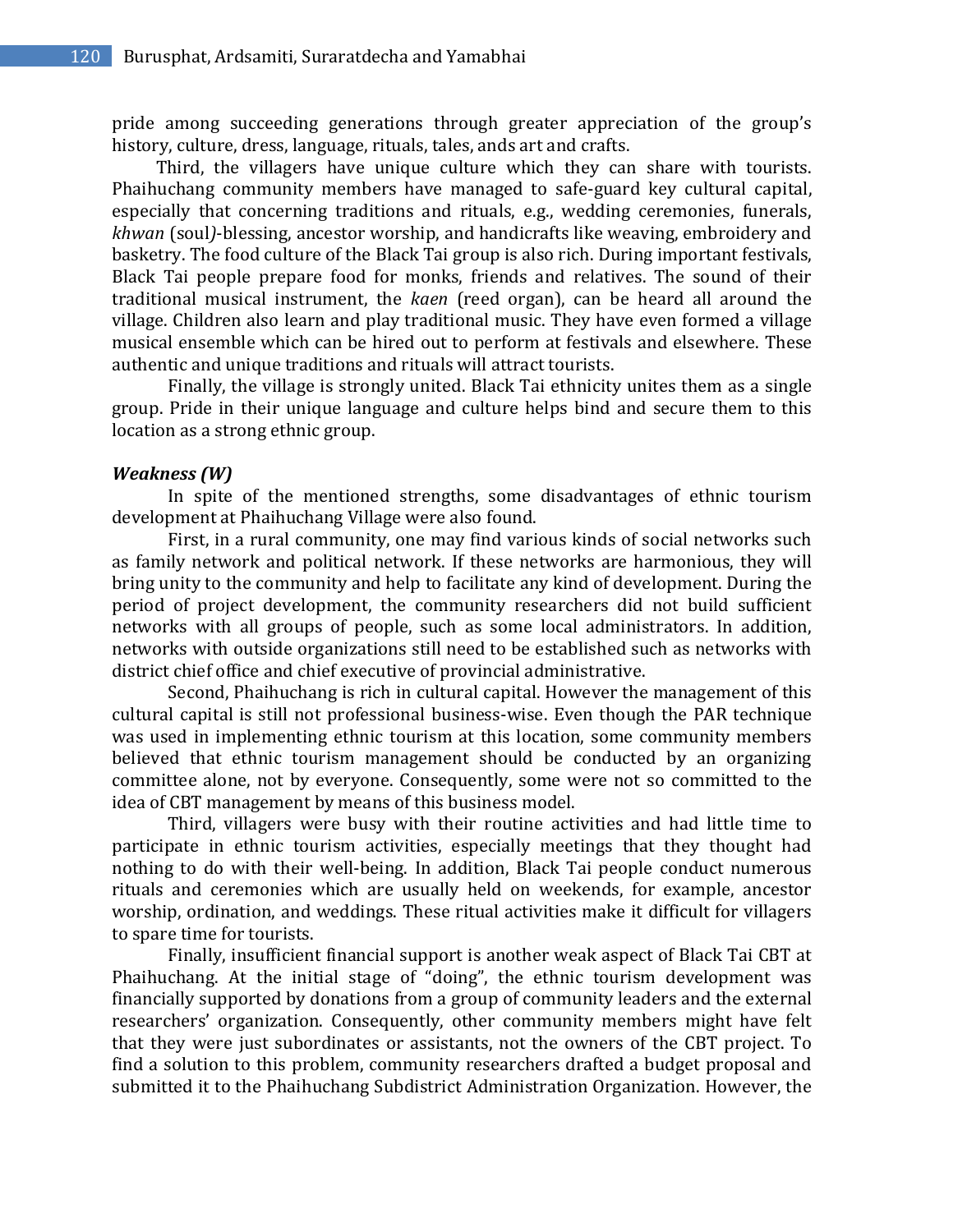pride among succeeding generations through greater appreciation of the group's history, culture, dress, language, rituals, tales, ands art and crafts.

Third, the villagers have unique culture which they can share with tourists. Phaihuchang community members have managed to safe-guard key cultural capital, especially that concerning traditions and rituals, e.g., wedding ceremonies, funerals, *khwan* (soul*)*-blessing, ancestor worship, and handicrafts like weaving, embroidery and basketry. The food culture of the Black Tai group is also rich. During important festivals, Black Tai people prepare food for monks, friends and relatives. The sound of their traditional musical instrument, the *kaen* (reed organ), can be heard all around the village. Children also learn and play traditional music. They have even formed a village musical ensemble which can be hired out to perform at festivals and elsewhere. These authentic and unique traditions and rituals will attract tourists.

Finally, the village is strongly united. Black Tai ethnicity unites them as a single group. Pride in their unique language and culture helps bind and secure them to this location as a strong ethnic group.

### *Weakness (W)*

In spite of the mentioned strengths, some disadvantages of ethnic tourism development at Phaihuchang Village were also found.

First, in a rural community, one may find various kinds of social networks such as family network and political network. If these networks are harmonious, they will bring unity to the community and help to facilitate any kind of development. During the period of project development, the community researchers did not build sufficient networks with all groups of people, such as some local administrators. In addition, networks with outside organizations still need to be established such as networks with district chief office and chief executive of provincial administrative.

Second, Phaihuchang is rich in cultural capital. However the management of this cultural capital is still not professional business-wise. Even though the PAR technique was used in implementing ethnic tourism at this location, some community members believed that ethnic tourism management should be conducted by an organizing committee alone, not by everyone. Consequently, some were not so committed to the idea of CBT management by means of this business model.

Third, villagers were busy with their routine activities and had little time to participate in ethnic tourism activities, especially meetings that they thought had nothing to do with their well-being. In addition, Black Tai people conduct numerous rituals and ceremonies which are usually held on weekends, for example, ancestor worship, ordination, and weddings. These ritual activities make it difficult for villagers to spare time for tourists.

Finally, insufficient financial support is another weak aspect of Black Tai CBT at Phaihuchang. At the initial stage of "doing", the ethnic tourism development was financially supported by donations from a group of community leaders and the external researchers' organization. Consequently, other community members might have felt that they were just subordinates or assistants, not the owners of the CBT project. To find a solution to this problem, community researchers drafted a budget proposal and submitted it to the Phaihuchang Subdistrict Administration Organization. However, the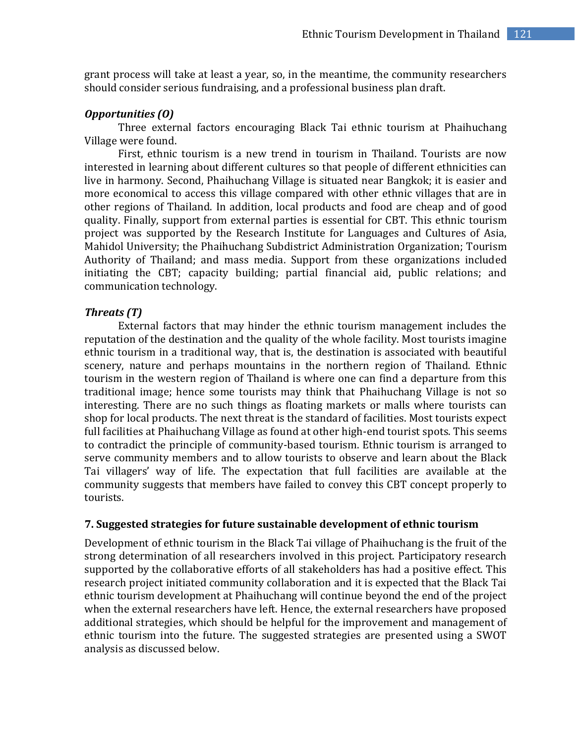grant process will take at least a year, so, in the meantime, the community researchers should consider serious fundraising, and a professional business plan draft.

***Opportunities (O)***

Three external factors encouraging Black Tai ethnic tourism at Phaihuchang Village were found.

First, ethnic tourism is a new trend in tourism in Thailand. Tourists are now interested in learning about different cultures so that people of different ethnicities can live in harmony. Second, Phaihuchang Village is situated near Bangkok; it is easier and more economical to access this village compared with other ethnic villages that are in other regions of Thailand. In addition, local products and food are cheap and of good quality. Finally, support from external parties is essential for CBT. This ethnic tourism project was supported by the Research Institute for Languages and Cultures of Asia, Mahidol University; the Phaihuchang Subdistrict Administration Organization; Tourism Authority of Thailand; and mass media. Support from these organizations included initiating the CBT; capacity building; partial financial aid, public relations; and communication technology.

***Threats (T)***

External factors that may hinder the ethnic tourism management includes the reputation of the destination and the quality of the whole facility. Most tourists imagine ethnic tourism in a traditional way, that is, the destination is associated with beautiful scenery, nature and perhaps mountains in the northern region of Thailand. Ethnic tourism in the western region of Thailand is where one can find a departure from this traditional image; hence some tourists may think that Phaihuchang Village is not so interesting. There are no such things as floating markets or malls where tourists can shop for local products. The next threat is the standard of facilities. Most tourists expect full facilities at Phaihuchang Village as found at other high-end tourist spots. This seems to contradict the principle of community-based tourism. Ethnic tourism is arranged to serve community members and to allow tourists to observe and learn about the Black Tai villagers' way of life. The expectation that full facilities are available at the community suggests that members have failed to convey this CBT concept properly to tourists.

## 7. Suggested strategies for future sustainable development of ethnic tourism

Development of ethnic tourism in the Black Tai village of Phaihuchang is the fruit of the strong determination of all researchers involved in this project. Participatory research supported by the collaborative efforts of all stakeholders has had a positive effect. This research project initiated community collaboration and it is expected that the Black Tai ethnic tourism development at Phaihuchang will continue beyond the end of the project when the external researchers have left. Hence, the external researchers have proposed additional strategies, which should be helpful for the improvement and management of ethnic tourism into the future. The suggested strategies are presented using a SWOT analysis as discussed below.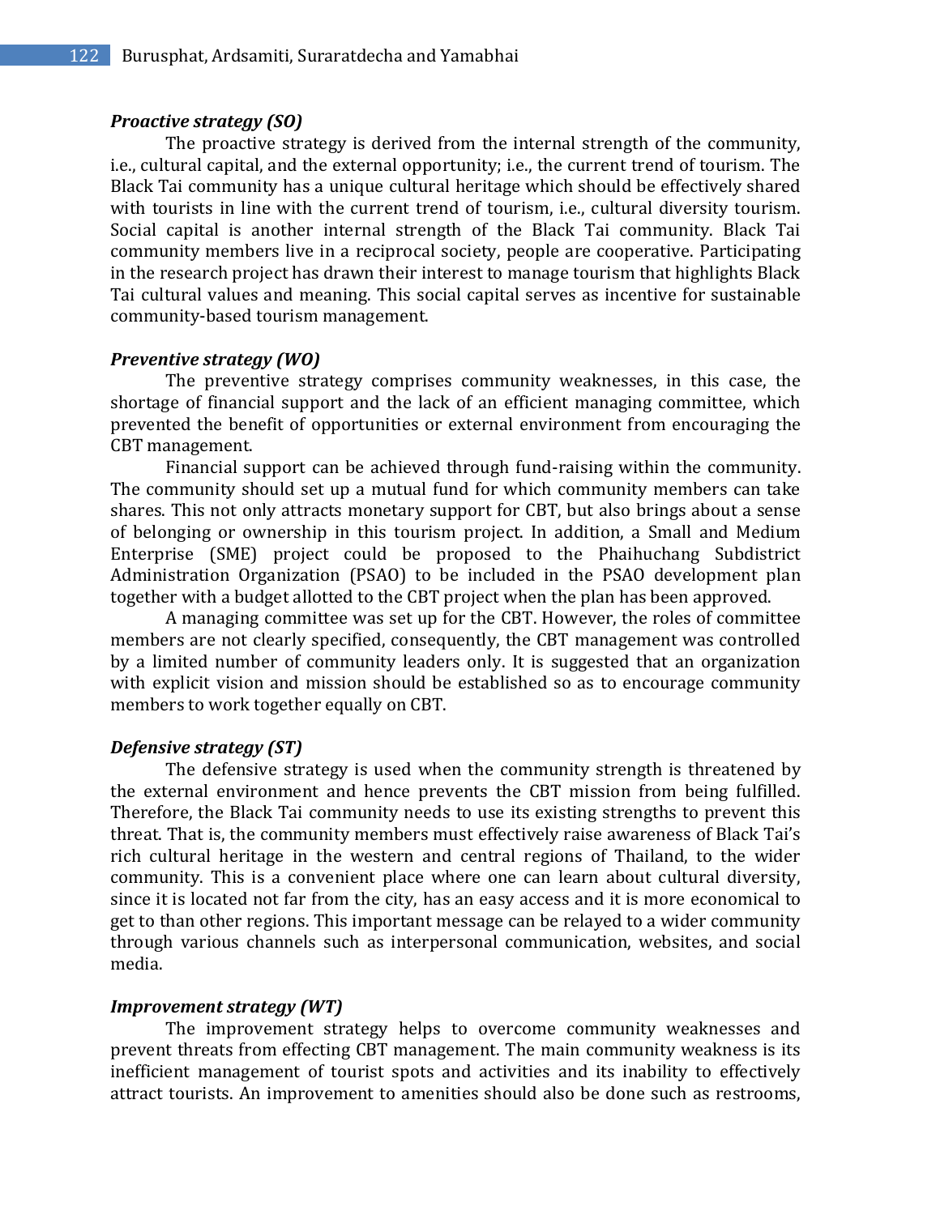***Proactive strategy (SO)***

The proactive strategy is derived from the internal strength of the community, i.e., cultural capital, and the external opportunity; i.e., the current trend of tourism. The Black Tai community has a unique cultural heritage which should be effectively shared with tourists in line with the current trend of tourism, i.e., cultural diversity tourism. Social capital is another internal strength of the Black Tai community. Black Tai community members live in a reciprocal society, people are cooperative. Participating in the research project has drawn their interest to manage tourism that highlights Black Tai cultural values and meaning. This social capital serves as incentive for sustainable community-based tourism management.

***Preventive strategy (WO)***

The preventive strategy comprises community weaknesses, in this case, the shortage of financial support and the lack of an efficient managing committee, which prevented the benefit of opportunities or external environment from encouraging the CBT management.

Financial support can be achieved through fund-raising within the community. The community should set up a mutual fund for which community members can take shares. This not only attracts monetary support for CBT, but also brings about a sense of belonging or ownership in this tourism project. In addition, a Small and Medium Enterprise (SME) project could be proposed to the Phaihuchang Subdistrict Administration Organization (PSAO) to be included in the PSAO development plan together with a budget allotted to the CBT project when the plan has been approved.

A managing committee was set up for the CBT. However, the roles of committee members are not clearly specified, consequently, the CBT management was controlled by a limited number of community leaders only. It is suggested that an organization with explicit vision and mission should be established so as to encourage community members to work together equally on CBT.

***Defensive strategy (ST)***

The defensive strategy is used when the community strength is threatened by the external environment and hence prevents the CBT mission from being fulfilled. Therefore, the Black Tai community needs to use its existing strengths to prevent this threat. That is, the community members must effectively raise awareness of Black Tai's rich cultural heritage in the western and central regions of Thailand, to the wider community. This is a convenient place where one can learn about cultural diversity, since it is located not far from the city, has an easy access and it is more economical to get to than other regions. This important message can be relayed to a wider community through various channels such as interpersonal communication, websites, and social media.

***Improvement strategy (WT)***

The improvement strategy helps to overcome community weaknesses and prevent threats from effecting CBT management. The main community weakness is its inefficient management of tourist spots and activities and its inability to effectively attract tourists. An improvement to amenities should also be done such as restrooms,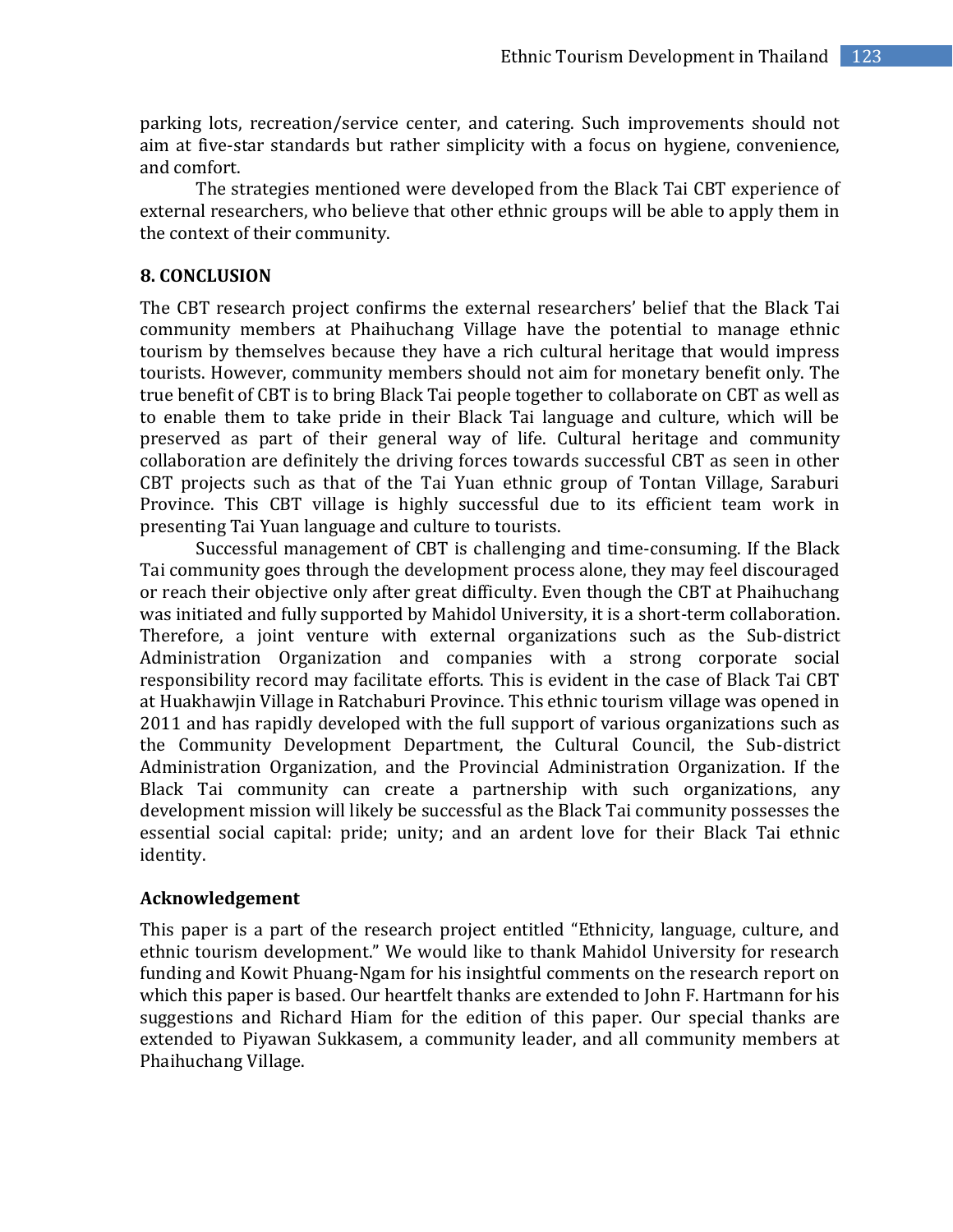parking lots, recreation/service center, and catering. Such improvements should not aim at five-star standards but rather simplicity with a focus on hygiene, convenience, and comfort.

The strategies mentioned were developed from the Black Tai CBT experience of external researchers, who believe that other ethnic groups will be able to apply them in the context of their community.

## 8. CONCLUSION

The CBT research project confirms the external researchers' belief that the Black Tai community members at Phaihuchang Village have the potential to manage ethnic tourism by themselves because they have a rich cultural heritage that would impress tourists. However, community members should not aim for monetary benefit only. The true benefit of CBT is to bring Black Tai people together to collaborate on CBT as well as to enable them to take pride in their Black Tai language and culture, which will be preserved as part of their general way of life. Cultural heritage and community collaboration are definitely the driving forces towards successful CBT as seen in other CBT projects such as that of the Tai Yuan ethnic group of Tontan Village, Saraburi Province. This CBT village is highly successful due to its efficient team work in presenting Tai Yuan language and culture to tourists.

Successful management of CBT is challenging and time-consuming. If the Black Tai community goes through the development process alone, they may feel discouraged or reach their objective only after great difficulty. Even though the CBT at Phaihuchang was initiated and fully supported by Mahidol University, it is a short-term collaboration. Therefore, a joint venture with external organizations such as the Sub-district Administration Organization and companies with a strong corporate social responsibility record may facilitate efforts. This is evident in the case of Black Tai CBT at Huakhawjin Village in Ratchaburi Province. This ethnic tourism village was opened in 2011 and has rapidly developed with the full support of various organizations such as the Community Development Department, the Cultural Council, the Sub-district Administration Organization, and the Provincial Administration Organization. If the Black Tai community can create a partnership with such organizations, any development mission will likely be successful as the Black Tai community possesses the essential social capital: pride; unity; and an ardent love for their Black Tai ethnic identity.

### Acknowledgement

This paper is a part of the research project entitled "Ethnicity, language, culture, and ethnic tourism development." We would like to thank Mahidol University for research funding and Kowit Phuang-Ngam for his insightful comments on the research report on which this paper is based. Our heartfelt thanks are extended to John F. Hartmann for his suggestions and Richard Hiam for the edition of this paper. Our special thanks are extended to Piyawan Sukkasem, a community leader, and all community members at Phaihuchang Village.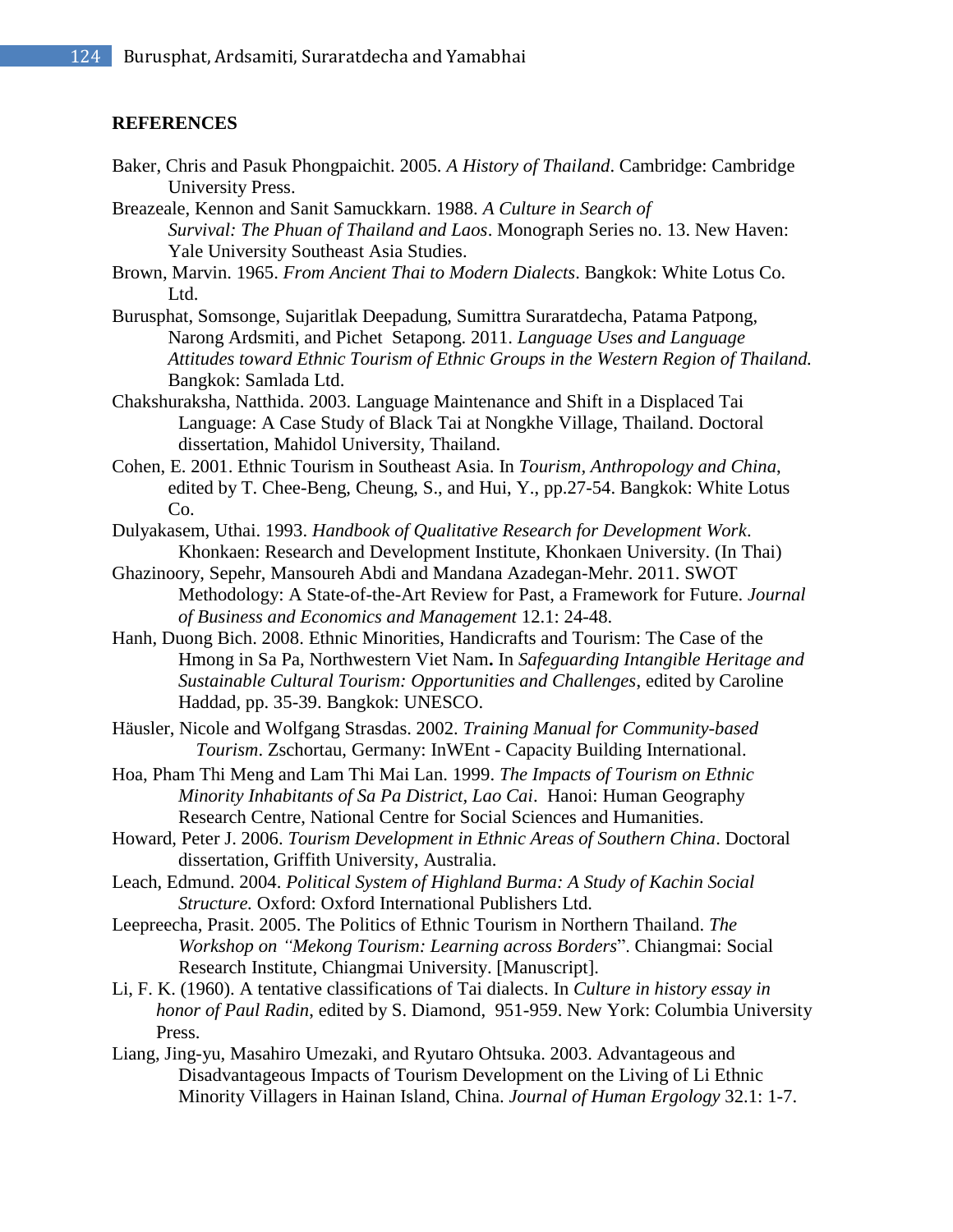## REFERENCES

Baker, Chris and Pasuk Phongpaichit. 2005. *A History of Thailand*. Cambridge: Cambridge University Press.

Breazeale, Kennon and Sanit Samuckkarn. 1988. *A Culture in Search of Survival: The Phuan of Thailand and Laos*. Monograph Series no. 13. New Haven: Yale University Southeast Asia Studies.

Brown, Marvin. 1965. *From Ancient Thai to Modern Dialects*. Bangkok: White Lotus Co. Ltd.

Burusphat, Somsonge, Sujaritlak Deepadung, Sumittra Suraratdecha, Patama Patpong, Narong Ardsmiti, and Pichet Setapong. 2011. *Language Uses and Language Attitudes toward Ethnic Tourism of Ethnic Groups in the Western Region of Thailand.* Bangkok: Samlada Ltd.

Chakshuraksha, Natthida. 2003. Language Maintenance and Shift in a Displaced Tai Language: A Case Study of Black Tai at Nongkhe Village, Thailand. Doctoral dissertation, Mahidol University, Thailand.

Cohen, E. 2001. Ethnic Tourism in Southeast Asia. In *Tourism, Anthropology and China*, edited by T. Chee-Beng, Cheung, S., and Hui, Y., pp.27-54. Bangkok: White Lotus Co.

Dulyakasem, Uthai. 1993. *Handbook of Qualitative Research for Development Work*. Khonkaen: Research and Development Institute, Khonkaen University. (In Thai)

Ghazinoory, Sepehr, Mansoureh Abdi and Mandana Azadegan-Mehr. 2011. SWOT Methodology: A State-of-the-Art Review for Past, a Framework for Future. *Journal of Business and Economics and Management* 12.1: 24-48.

Hanh, Duong Bich. 2008. Ethnic Minorities, Handicrafts and Tourism: The Case of the Hmong in Sa Pa, Northwestern Viet Nam**.** In *Safeguarding Intangible Heritage and Sustainable Cultural Tourism: Opportunities and Challenges*, edited by Caroline Haddad, pp. 35-39. Bangkok: UNESCO.

Häusler, Nicole and Wolfgang Strasdas. 2002. *Training Manual for Community-based Tourism*. Zschortau, Germany: InWEnt - Capacity Building International.

Hoa, Pham Thi Meng and Lam Thi Mai Lan. 1999. *The Impacts of Tourism on Ethnic Minority Inhabitants of Sa Pa District, Lao Cai*. Hanoi: Human Geography Research Centre, National Centre for Social Sciences and Humanities.

Howard, Peter J. 2006. *Tourism Development in Ethnic Areas of Southern China*. Doctoral dissertation, Griffith University, Australia.

Leach, Edmund. 2004. *Political System of Highland Burma: A Study of Kachin Social Structure.* Oxford: Oxford International Publishers Ltd.

Leepreecha, Prasit. 2005. The Politics of Ethnic Tourism in Northern Thailand. *The Workshop on "Mekong Tourism: Learning across Borders*". Chiangmai: Social Research Institute, Chiangmai University. [Manuscript].

Li, F. K. (1960). A tentative classifications of Tai dialects. In *Culture in history essay in honor of Paul Radin*, edited by S. Diamond, 951-959. New York: Columbia University Press.

Liang, Jing-yu, Masahiro Umezaki, and Ryutaro Ohtsuka. 2003. Advantageous and Disadvantageous Impacts of Tourism Development on the Living of Li Ethnic Minority Villagers in Hainan Island, China. *Journal of Human Ergology* 32.1: 1-7.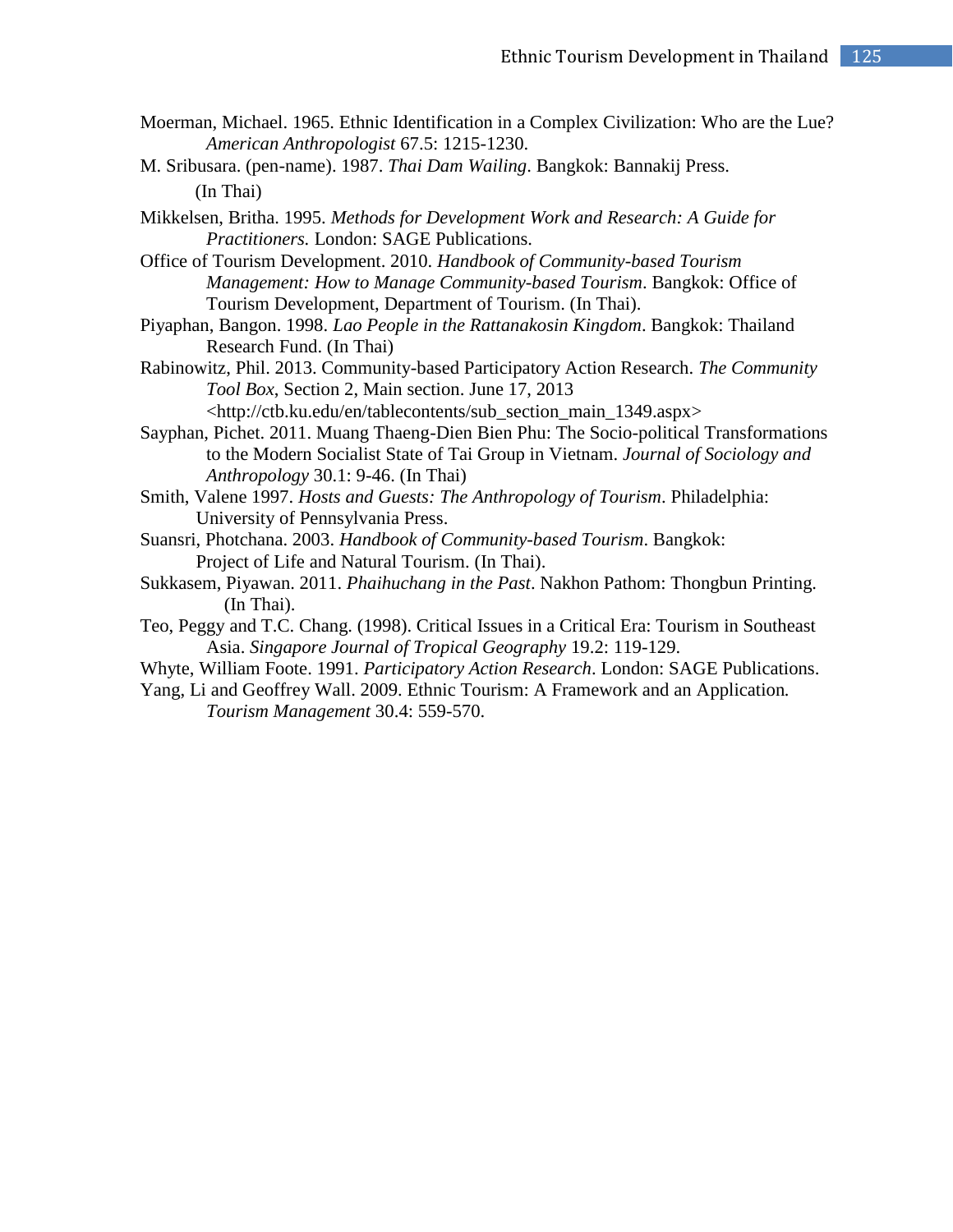Moerman, Michael. 1965. Ethnic Identification in a Complex Civilization: Who are the Lue? *American Anthropologist* 67.5: 1215-1230.

M. Sribusara. (pen-name). 1987. *Thai Dam Wailing*. Bangkok: Bannakij Press. (In Thai)

Mikkelsen, Britha. 1995. *Methods for Development Work and Research: A Guide for Practitioners.* London: SAGE Publications.

Office of Tourism Development. 2010. *Handbook of Community-based Tourism Management: How to Manage Community-based Tourism*. Bangkok: Office of Tourism Development, Department of Tourism. (In Thai).

Piyaphan, Bangon. 1998. *Lao People in the Rattanakosin Kingdom*. Bangkok: Thailand Research Fund. (In Thai)

Rabinowitz, Phil. 2013. Community-based Participatory Action Research. *The Community Tool Box*, Section 2, Main section. June 17, 2013 <http://ctb.ku.edu/en/tablecontents/sub_section_main_1349.aspx>

Sayphan, Pichet. 2011. Muang Thaeng-Dien Bien Phu: The Socio-political Transformations to the Modern Socialist State of Tai Group in Vietnam. *Journal of Sociology and Anthropology* 30.1: 9-46. (In Thai)

Smith, Valene 1997. *Hosts and Guests: The Anthropology of Tourism*. Philadelphia: University of Pennsylvania Press.

Suansri, Photchana. 2003. *Handbook of Community-based Tourism*. Bangkok: Project of Life and Natural Tourism. (In Thai).

Sukkasem, Piyawan. 2011. *Phaihuchang in the Past*. Nakhon Pathom: Thongbun Printing. (In Thai).

Teo, Peggy and T.C. Chang. (1998). Critical Issues in a Critical Era: Tourism in Southeast Asia. *Singapore Journal of Tropical Geography* 19.2: 119-129.

Whyte, William Foote. 1991. *Participatory Action Research*. London: SAGE Publications.

Yang, Li and Geoffrey Wall. 2009. Ethnic Tourism: A Framework and an Application. *Tourism Management* 30.4: 559-570.